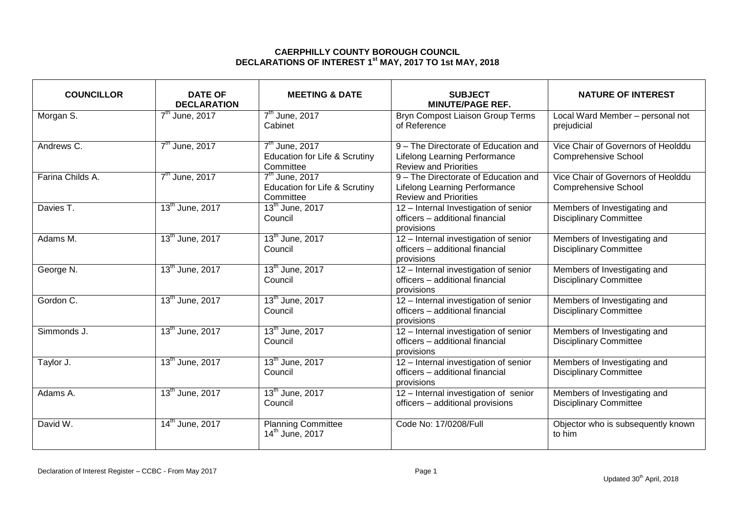**CAERPHILLY COUNTY BOROUGH COUNCIL**
**DECLARATIONS OF INTEREST 1st MAY, 2017 TO 1st MAY, 2018**

| COUNCILLOR | DATE OF DECLARATION | MEETING & DATE | SUBJECT MINUTE/PAGE REF. | NATURE OF INTEREST |
|---|---|---|---|---|
| Morgan S. | 7th June, 2017 | 7th June, 2017 Cabinet | Bryn Compost Liaison Group Terms of Reference | Local Ward Member – personal not prejudicial |
| Andrews C. | 7th June, 2017 | 7th June, 2017 Education for Life & Scrutiny Committee | 9 – The Directorate of Education and Lifelong Learning Performance Review and Priorities | Vice Chair of Governors of Heolddu Comprehensive School |
| Farina Childs A. | 7th June, 2017 | 7th June, 2017 Education for Life & Scrutiny Committee | 9 – The Directorate of Education and Lifelong Learning Performance Review and Priorities | Vice Chair of Governors of Heolddu Comprehensive School |
| Davies T. | 13th June, 2017 | 13th June, 2017 Council | 12 – Internal Investigation of senior officers – additional financial provisions | Members of Investigating and Disciplinary Committee |
| Adams M. | 13th June, 2017 | 13th June, 2017 Council | 12 – Internal investigation of senior officers – additional financial provisions | Members of Investigating and Disciplinary Committee |
| George N. | 13th June, 2017 | 13th June, 2017 Council | 12 – Internal investigation of senior officers – additional financial provisions | Members of Investigating and Disciplinary Committee |
| Gordon C. | 13th June, 2017 | 13th June, 2017 Council | 12 – Internal investigation of senior officers – additional financial provisions | Members of Investigating and Disciplinary Committee |
| Simmonds J. | 13th June, 2017 | 13th June, 2017 Council | 12 – Internal investigation of senior officers – additional financial provisions | Members of Investigating and Disciplinary Committee |
| Taylor J. | 13th June, 2017 | 13th June, 2017 Council | 12 – Internal investigation of senior officers – additional financial provisions | Members of Investigating and Disciplinary Committee |
| Adams A. | 13th June, 2017 | 13th June, 2017 Council | 12 – Internal investigation of senior officers – additional provisions | Members of Investigating and Disciplinary Committee |
| David W. | 14th June, 2017 | Planning Committee 14th June, 2017 | Code No: 17/0208/Full | Objector who is subsequently known to him |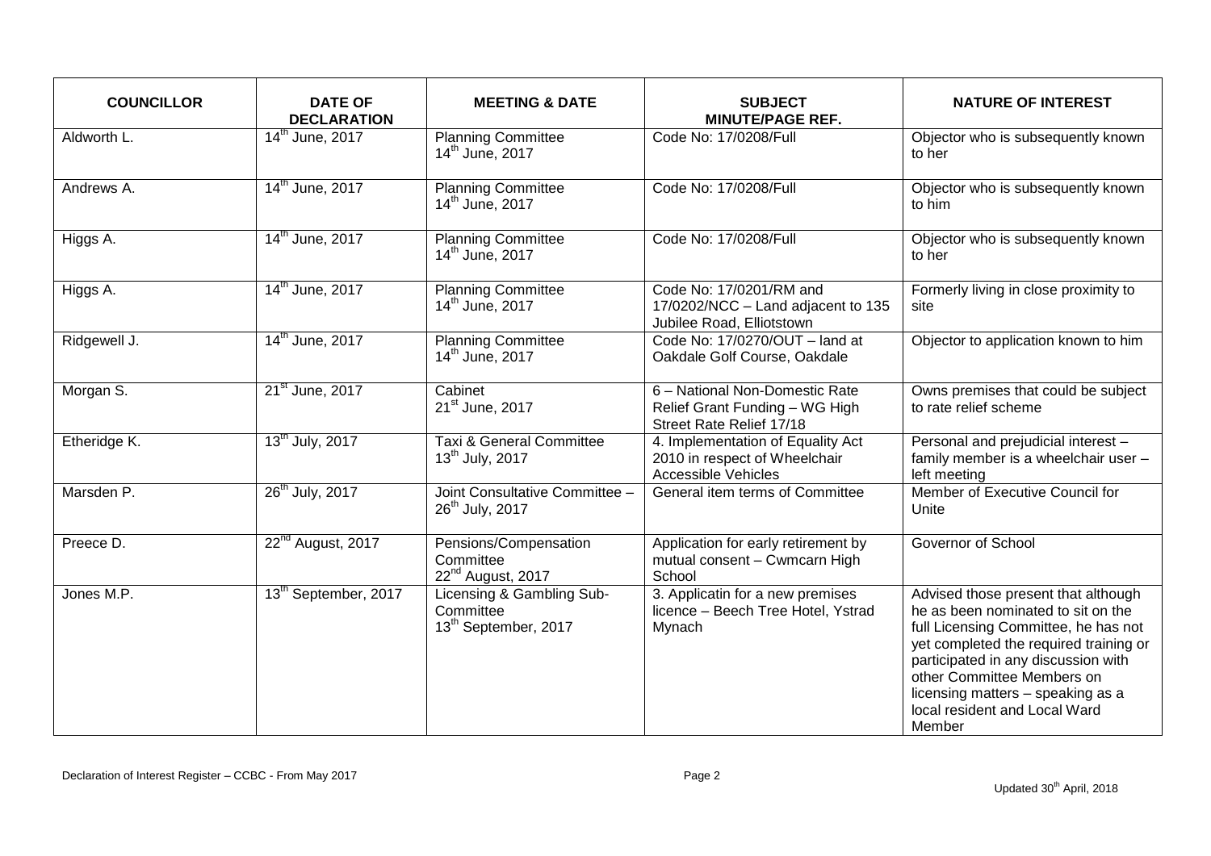| COUNCILLOR | DATE OF DECLARATION | MEETING & DATE | SUBJECT MINUTE/PAGE REF. | NATURE OF INTEREST |
|---|---|---|---|---|
| Aldworth L. | 14th June, 2017 | Planning Committee 14th June, 2017 | Code No: 17/0208/Full | Objector who is subsequently known to her |
| Andrews A. | 14th June, 2017 | Planning Committee 14th June, 2017 | Code No: 17/0208/Full | Objector who is subsequently known to him |
| Higgs A. | 14th June, 2017 | Planning Committee 14th June, 2017 | Code No: 17/0208/Full | Objector who is subsequently known to her |
| Higgs A. | 14th June, 2017 | Planning Committee 14th June, 2017 | Code No: 17/0201/RM and 17/0202/NCC – Land adjacent to 135 Jubilee Road, Elliotstown | Formerly living in close proximity to site |
| Ridgewell J. | 14th June, 2017 | Planning Committee 14th June, 2017 | Code No: 17/0270/OUT – land at Oakdale Golf Course, Oakdale | Objector to application known to him |
| Morgan S. | 21st June, 2017 | Cabinet 21st June, 2017 | 6 – National Non-Domestic Rate Relief Grant Funding – WG High Street Rate Relief 17/18 | Owns premises that could be subject to rate relief scheme |
| Etheridge K. | 13th July, 2017 | Taxi & General Committee 13th July, 2017 | 4. Implementation of Equality Act 2010 in respect of Wheelchair Accessible Vehicles | Personal and prejudicial interest – family member is a wheelchair user – left meeting |
| Marsden P. | 26th July, 2017 | Joint Consultative Committee – 26th July, 2017 | General item terms of Committee | Member of Executive Council for Unite |
| Preece D. | 22nd August, 2017 | Pensions/Compensation Committee 22nd August, 2017 | Application for early retirement by mutual consent – Cwmcarn High School | Governor of School |
| Jones M.P. | 13th September, 2017 | Licensing & Gambling Sub-Committee 13th September, 2017 | 3. Applicatin for a new premises licence – Beech Tree Hotel, Ystrad Mynach | Advised those present that although he as been nominated to sit on the full Licensing Committee, he has not yet completed the required training or participated in any discussion with other Committee Members on licensing matters – speaking as a local resident and Local Ward Member |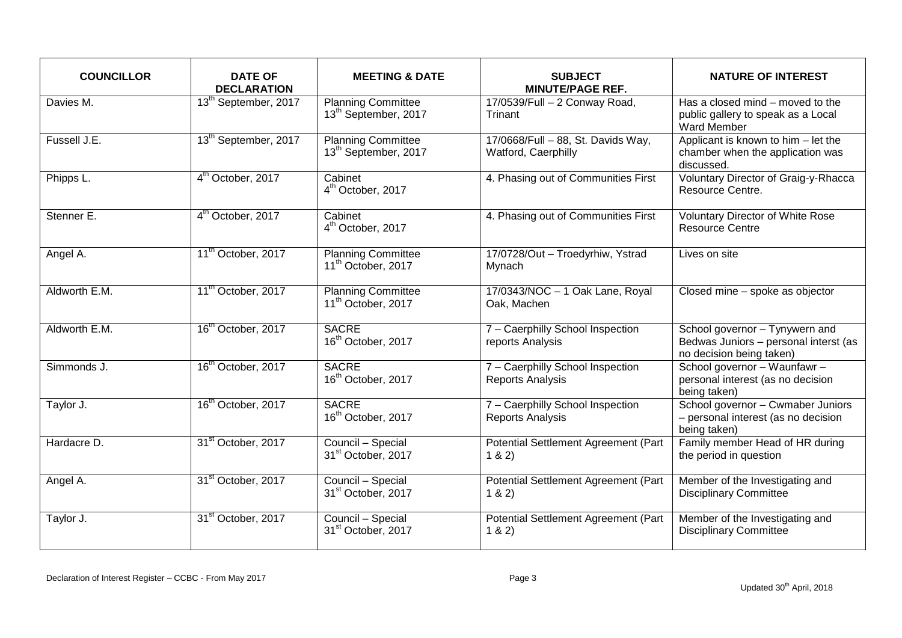| COUNCILLOR | DATE OF DECLARATION | MEETING & DATE | SUBJECT MINUTE/PAGE REF. | NATURE OF INTEREST |
|---|---|---|---|---|
| Davies M. | 13th September, 2017 | Planning Committee 13th September, 2017 | 17/0539/Full – 2 Conway Road, Trinant | Has a closed mind – moved to the public gallery to speak as a Local Ward Member |
| Fussell J.E. | 13th September, 2017 | Planning Committee 13th September, 2017 | 17/0668/Full – 88, St. Davids Way, Watford, Caerphilly | Applicant is known to him – let the chamber when the application was discussed. |
| Phipps L. | 4th October, 2017 | Cabinet 4th October, 2017 | 4. Phasing out of Communities First | Voluntary Director of Graig-y-Rhacca Resource Centre. |
| Stenner E. | 4th October, 2017 | Cabinet 4th October, 2017 | 4. Phasing out of Communities First | Voluntary Director of White Rose Resource Centre |
| Angel A. | 11th October, 2017 | Planning Committee 11th October, 2017 | 17/0728/Out – Troedyrhiw, Ystrad Mynach | Lives on site |
| Aldworth E.M. | 11th October, 2017 | Planning Committee 11th October, 2017 | 17/0343/NOC – 1 Oak Lane, Royal Oak, Machen | Closed mine – spoke as objector |
| Aldworth E.M. | 16th October, 2017 | SACRE 16th October, 2017 | 7 – Caerphilly School Inspection reports Analysis | School governor – Tynywern and Bedwas Juniors – personal interst (as no decision being taken) |
| Simmonds J. | 16th October, 2017 | SACRE 16th October, 2017 | 7 – Caerphilly School Inspection Reports Analysis | School governor – Waunfawr – personal interest (as no decision being taken) |
| Taylor J. | 16th October, 2017 | SACRE 16th October, 2017 | 7 – Caerphilly School Inspection Reports Analysis | School governor – Cwmaber Juniors – personal interest (as no decision being taken) |
| Hardacre D. | 31st October, 2017 | Council – Special 31st October, 2017 | Potential Settlement Agreement (Part 1 & 2) | Family member Head of HR during the period in question |
| Angel A. | 31st October, 2017 | Council – Special 31st October, 2017 | Potential Settlement Agreement (Part 1 & 2) | Member of the Investigating and Disciplinary Committee |
| Taylor J. | 31st October, 2017 | Council – Special 31st October, 2017 | Potential Settlement Agreement (Part 1 & 2) | Member of the Investigating and Disciplinary Committee |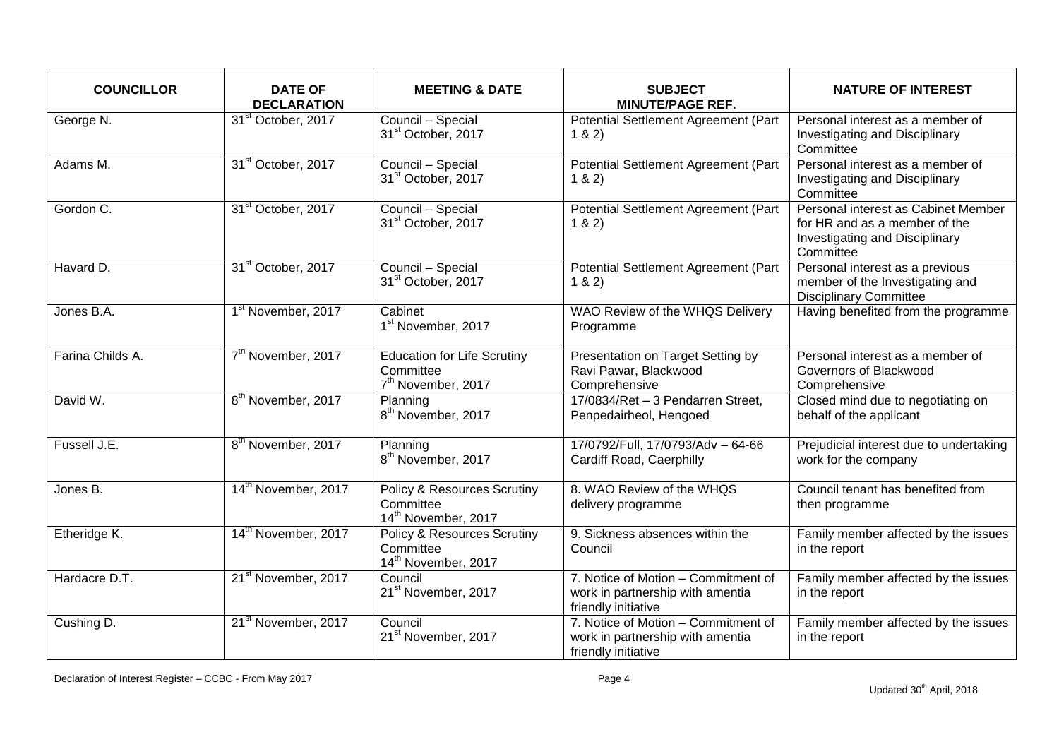| COUNCILLOR | DATE OF DECLARATION | MEETING & DATE | SUBJECT MINUTE/PAGE REF. | NATURE OF INTEREST |
|---|---|---|---|---|
| George N. | 31st October, 2017 | Council – Special 31st October, 2017 | Potential Settlement Agreement (Part 1 & 2) | Personal interest as a member of Investigating and Disciplinary Committee |
| Adams M. | 31st October, 2017 | Council – Special 31st October, 2017 | Potential Settlement Agreement (Part 1 & 2) | Personal interest as a member of Investigating and Disciplinary Committee |
| Gordon C. | 31st October, 2017 | Council – Special 31st October, 2017 | Potential Settlement Agreement (Part 1 & 2) | Personal interest as Cabinet Member for HR and as a member of the Investigating and Disciplinary Committee |
| Havard D. | 31st October, 2017 | Council – Special 31st October, 2017 | Potential Settlement Agreement (Part 1 & 2) | Personal interest as a previous member of the Investigating and Disciplinary Committee |
| Jones B.A. | 1st November, 2017 | Cabinet 1st November, 2017 | WAO Review of the WHQS Delivery Programme | Having benefited from the programme |
| Farina Childs A. | 7th November, 2017 | Education for Life Scrutiny Committee 7th November, 2017 | Presentation on Target Setting by Ravi Pawar, Blackwood Comprehensive | Personal interest as a member of Governors of Blackwood Comprehensive |
| David W. | 8th November, 2017 | Planning 8th November, 2017 | 17/0834/Ret – 3 Pendarren Street, Penpedairheol, Hengoed | Closed mind due to negotiating on behalf of the applicant |
| Fussell J.E. | 8th November, 2017 | Planning 8th November, 2017 | 17/0792/Full, 17/0793/Adv – 64-66 Cardiff Road, Caerphilly | Prejudicial interest due to undertaking work for the company |
| Jones B. | 14th November, 2017 | Policy & Resources Scrutiny Committee 14th November, 2017 | 8. WAO Review of the WHQS delivery programme | Council tenant has benefited from then programme |
| Etheridge K. | 14th November, 2017 | Policy & Resources Scrutiny Committee 14th November, 2017 | 9. Sickness absences within the Council | Family member affected by the issues in the report |
| Hardacre D.T. | 21st November, 2017 | Council 21st November, 2017 | 7. Notice of Motion – Commitment of work in partnership with amentia friendly initiative | Family member affected by the issues in the report |
| Cushing D. | 21st November, 2017 | Council 21st November, 2017 | 7. Notice of Motion – Commitment of work in partnership with amentia friendly initiative | Family member affected by the issues in the report |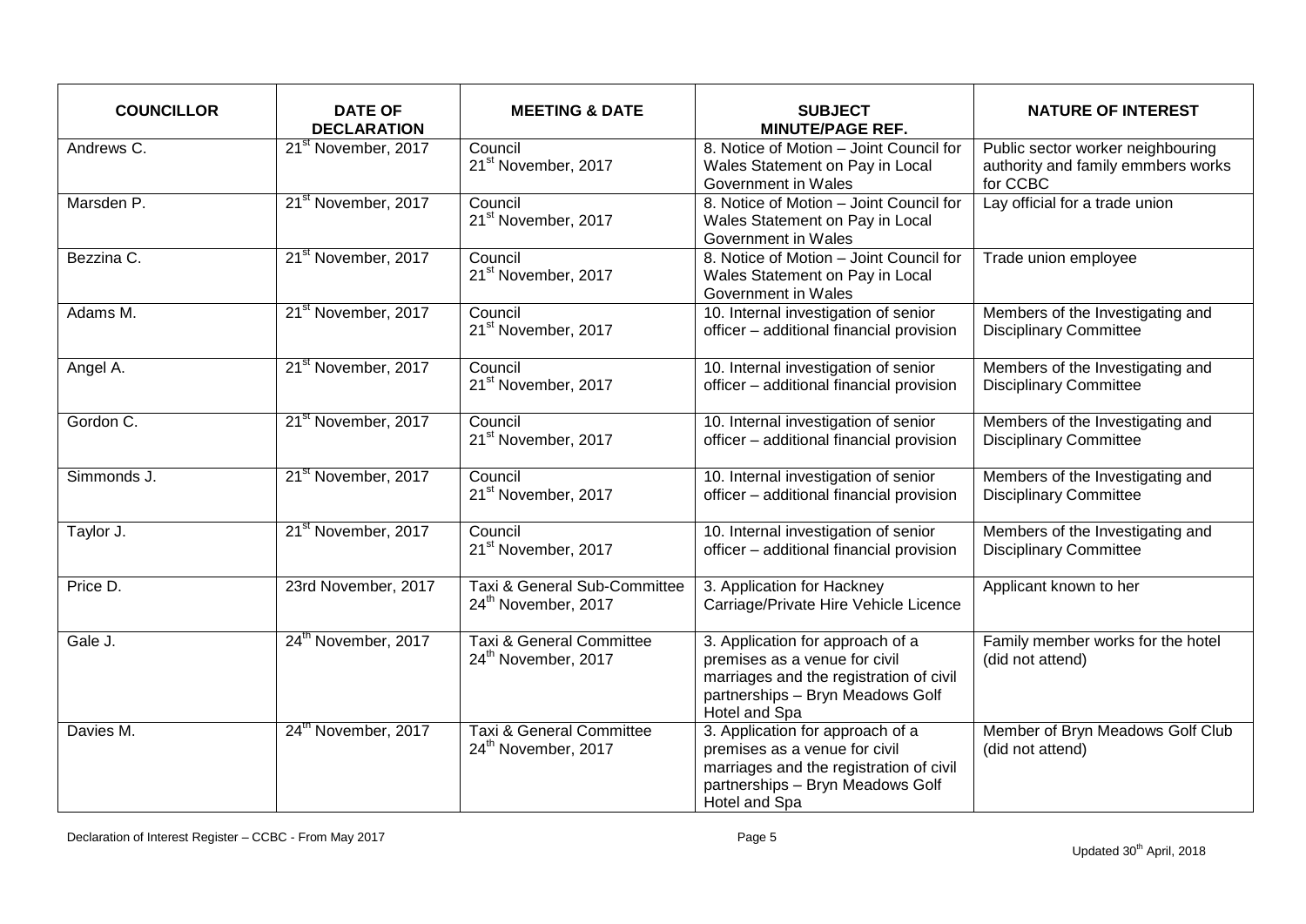| COUNCILLOR | DATE OF DECLARATION | MEETING & DATE | SUBJECT MINUTE/PAGE REF. | NATURE OF INTEREST |
|---|---|---|---|---|
| Andrews C. | 21st November, 2017 | Council 21st November, 2017 | 8. Notice of Motion – Joint Council for Wales Statement on Pay in Local Government in Wales | Public sector worker neighbouring authority and family emmbers works for CCBC |
| Marsden P. | 21st November, 2017 | Council 21st November, 2017 | 8. Notice of Motion – Joint Council for Wales Statement on Pay in Local Government in Wales | Lay official for a trade union |
| Bezzina C. | 21st November, 2017 | Council 21st November, 2017 | 8. Notice of Motion – Joint Council for Wales Statement on Pay in Local Government in Wales | Trade union employee |
| Adams M. | 21st November, 2017 | Council 21st November, 2017 | 10. Internal investigation of senior officer – additional financial provision | Members of the Investigating and Disciplinary Committee |
| Angel A. | 21st November, 2017 | Council 21st November, 2017 | 10. Internal investigation of senior officer – additional financial provision | Members of the Investigating and Disciplinary Committee |
| Gordon C. | 21st November, 2017 | Council 21st November, 2017 | 10. Internal investigation of senior officer – additional financial provision | Members of the Investigating and Disciplinary Committee |
| Simmonds J. | 21st November, 2017 | Council 21st November, 2017 | 10. Internal investigation of senior officer – additional financial provision | Members of the Investigating and Disciplinary Committee |
| Taylor J. | 21st November, 2017 | Council 21st November, 2017 | 10. Internal investigation of senior officer – additional financial provision | Members of the Investigating and Disciplinary Committee |
| Price D. | 23rd November, 2017 | Taxi & General Sub-Committee 24th November, 2017 | 3. Application for Hackney Carriage/Private Hire Vehicle Licence | Applicant known to her |
| Gale J. | 24th November, 2017 | Taxi & General Committee 24th November, 2017 | 3. Application for approach of a premises as a venue for civil marriages and the registration of civil partnerships – Bryn Meadows Golf Hotel and Spa | Family member works for the hotel (did not attend) |
| Davies M. | 24th November, 2017 | Taxi & General Committee 24th November, 2017 | 3. Application for approach of a premises as a venue for civil marriages and the registration of civil partnerships – Bryn Meadows Golf Hotel and Spa | Member of Bryn Meadows Golf Club (did not attend) |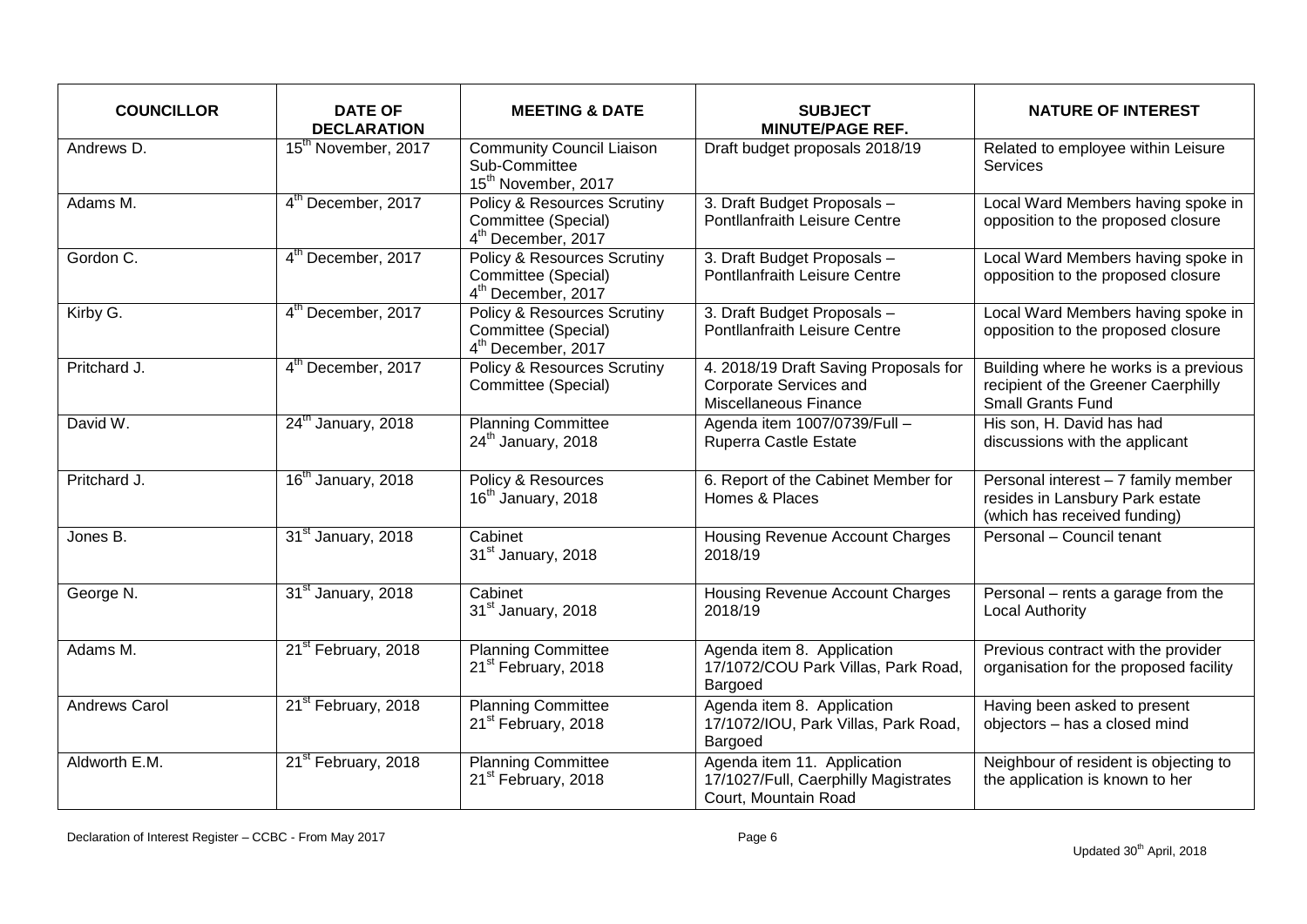| COUNCILLOR | DATE OF DECLARATION | MEETING & DATE | SUBJECT MINUTE/PAGE REF. | NATURE OF INTEREST |
|---|---|---|---|---|
| Andrews D. | 15th November, 2017 | Community Council Liaison Sub-Committee 15th November, 2017 | Draft budget proposals 2018/19 | Related to employee within Leisure Services |
| Adams M. | 4th December, 2017 | Policy & Resources Scrutiny Committee (Special) 4th December, 2017 | 3. Draft Budget Proposals – Pontllanfraith Leisure Centre | Local Ward Members having spoke in opposition to the proposed closure |
| Gordon C. | 4th December, 2017 | Policy & Resources Scrutiny Committee (Special) 4th December, 2017 | 3. Draft Budget Proposals – Pontllanfraith Leisure Centre | Local Ward Members having spoke in opposition to the proposed closure |
| Kirby G. | 4th December, 2017 | Policy & Resources Scrutiny Committee (Special) 4th December, 2017 | 3. Draft Budget Proposals – Pontllanfraith Leisure Centre | Local Ward Members having spoke in opposition to the proposed closure |
| Pritchard J. | 4th December, 2017 | Policy & Resources Scrutiny Committee (Special) | 4. 2018/19 Draft Saving Proposals for Corporate Services and Miscellaneous Finance | Building where he works is a previous recipient of the Greener Caerphilly Small Grants Fund |
| David W. | 24th January, 2018 | Planning Committee 24th January, 2018 | Agenda item 1007/0739/Full – Ruperra Castle Estate | His son, H. David has had discussions with the applicant |
| Pritchard J. | 16th January, 2018 | Policy & Resources 16th January, 2018 | 6. Report of the Cabinet Member for Homes & Places | Personal interest – 7 family member resides in Lansbury Park estate (which has received funding) |
| Jones B. | 31st January, 2018 | Cabinet 31st January, 2018 | Housing Revenue Account Charges 2018/19 | Personal – Council tenant |
| George N. | 31st January, 2018 | Cabinet 31st January, 2018 | Housing Revenue Account Charges 2018/19 | Personal – rents a garage from the Local Authority |
| Adams M. | 21st February, 2018 | Planning Committee 21st February, 2018 | Agenda item 8. Application 17/1072/COU Park Villas, Park Road, Bargoed | Previous contract with the provider organisation for the proposed facility |
| Andrews Carol | 21st February, 2018 | Planning Committee 21st February, 2018 | Agenda item 8. Application 17/1072/IOU, Park Villas, Park Road, Bargoed | Having been asked to present objectors – has a closed mind |
| Aldworth E.M. | 21st February, 2018 | Planning Committee 21st February, 2018 | Agenda item 11. Application 17/1027/Full, Caerphilly Magistrates Court, Mountain Road | Neighbour of resident is objecting to the application is known to her |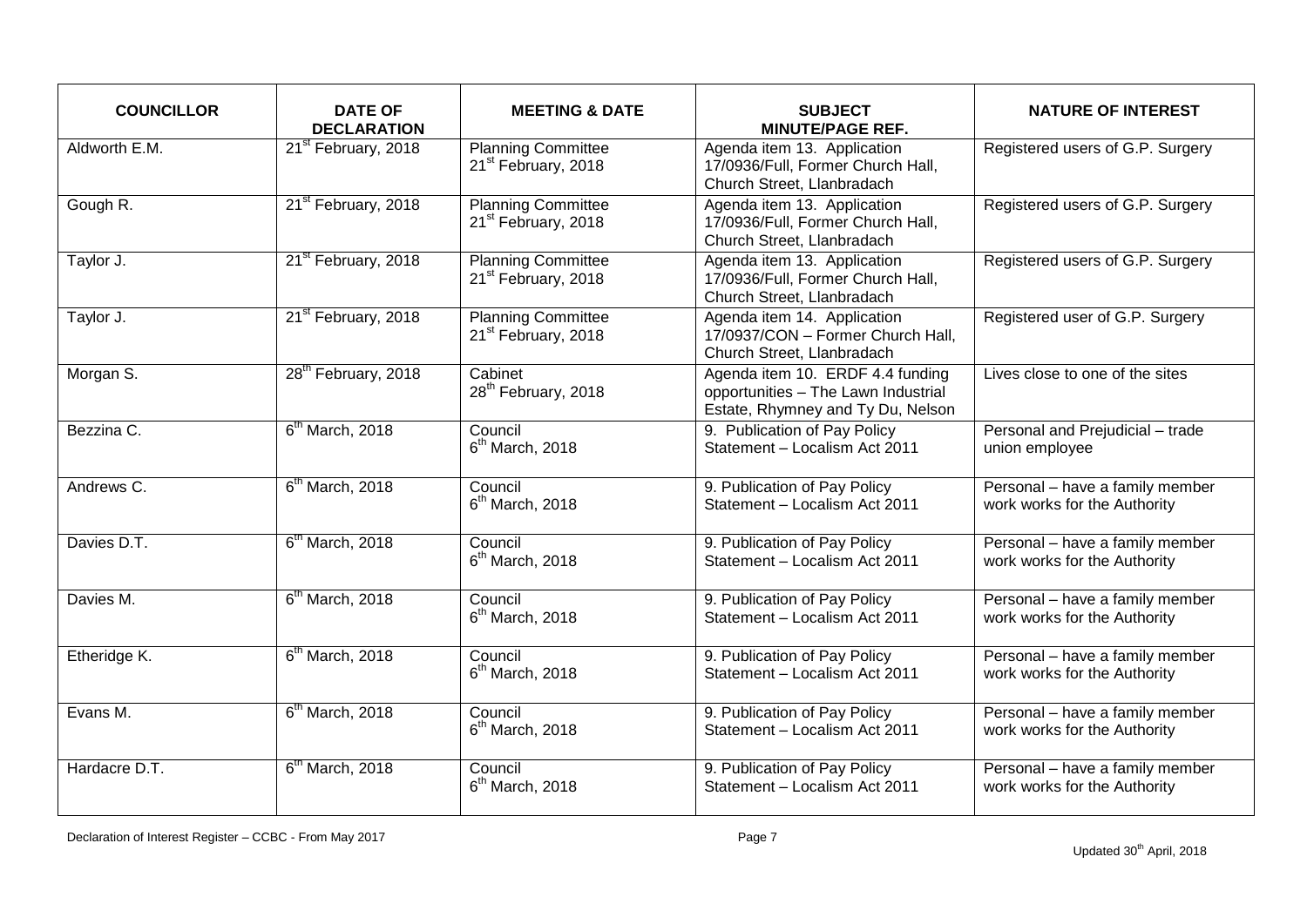| COUNCILLOR | DATE OF DECLARATION | MEETING & DATE | SUBJECT MINUTE/PAGE REF. | NATURE OF INTEREST |
|---|---|---|---|---|
| Aldworth E.M. | 21st February, 2018 | Planning Committee 21st February, 2018 | Agenda item 13. Application 17/0936/Full, Former Church Hall, Church Street, Llanbradach | Registered users of G.P. Surgery |
| Gough R. | 21st February, 2018 | Planning Committee 21st February, 2018 | Agenda item 13. Application 17/0936/Full, Former Church Hall, Church Street, Llanbradach | Registered users of G.P. Surgery |
| Taylor J. | 21st February, 2018 | Planning Committee 21st February, 2018 | Agenda item 13. Application 17/0936/Full, Former Church Hall, Church Street, Llanbradach | Registered users of G.P. Surgery |
| Taylor J. | 21st February, 2018 | Planning Committee 21st February, 2018 | Agenda item 14. Application 17/0937/CON – Former Church Hall, Church Street, Llanbradach | Registered user of G.P. Surgery |
| Morgan S. | 28th February, 2018 | Cabinet 28th February, 2018 | Agenda item 10. ERDF 4.4 funding opportunities – The Lawn Industrial Estate, Rhymney and Ty Du, Nelson | Lives close to one of the sites |
| Bezzina C. | 6th March, 2018 | Council 6th March, 2018 | 9. Publication of Pay Policy Statement – Localism Act 2011 | Personal and Prejudicial – trade union employee |
| Andrews C. | 6th March, 2018 | Council 6th March, 2018 | 9. Publication of Pay Policy Statement – Localism Act 2011 | Personal – have a family member work works for the Authority |
| Davies D.T. | 6th March, 2018 | Council 6th March, 2018 | 9. Publication of Pay Policy Statement – Localism Act 2011 | Personal – have a family member work works for the Authority |
| Davies M. | 6th March, 2018 | Council 6th March, 2018 | 9. Publication of Pay Policy Statement – Localism Act 2011 | Personal – have a family member work works for the Authority |
| Etheridge K. | 6th March, 2018 | Council 6th March, 2018 | 9. Publication of Pay Policy Statement – Localism Act 2011 | Personal – have a family member work works for the Authority |
| Evans M. | 6th March, 2018 | Council 6th March, 2018 | 9. Publication of Pay Policy Statement – Localism Act 2011 | Personal – have a family member work works for the Authority |
| Hardacre D.T. | 6th March, 2018 | Council 6th March, 2018 | 9. Publication of Pay Policy Statement – Localism Act 2011 | Personal – have a family member work works for the Authority |

Declaration of Interest Register – CCBC - From May 2017

Updated 30th April, 2018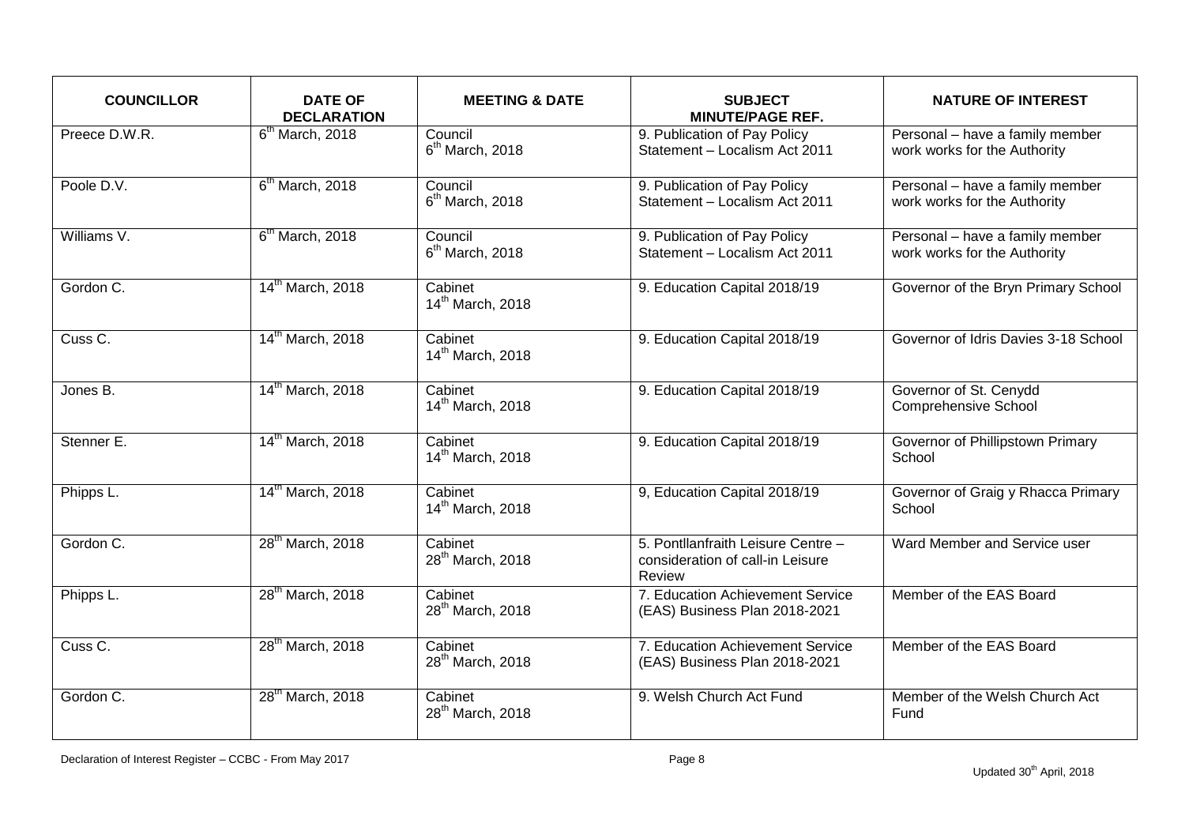| COUNCILLOR | DATE OF DECLARATION | MEETING & DATE | SUBJECT MINUTE/PAGE REF. | NATURE OF INTEREST |
|---|---|---|---|---|
| Preece D.W.R. | 6th March, 2018 | Council 6th March, 2018 | 9. Publication of Pay Policy Statement – Localism Act 2011 | Personal – have a family member work works for the Authority |
| Poole D.V. | 6th March, 2018 | Council 6th March, 2018 | 9. Publication of Pay Policy Statement – Localism Act 2011 | Personal – have a family member work works for the Authority |
| Williams V. | 6th March, 2018 | Council 6th March, 2018 | 9. Publication of Pay Policy Statement – Localism Act 2011 | Personal – have a family member work works for the Authority |
| Gordon C. | 14th March, 2018 | Cabinet 14th March, 2018 | 9. Education Capital 2018/19 | Governor of the Bryn Primary School |
| Cuss C. | 14th March, 2018 | Cabinet 14th March, 2018 | 9. Education Capital 2018/19 | Governor of Idris Davies 3-18 School |
| Jones B. | 14th March, 2018 | Cabinet 14th March, 2018 | 9. Education Capital 2018/19 | Governor of St. Cenydd Comprehensive School |
| Stenner E. | 14th March, 2018 | Cabinet 14th March, 2018 | 9. Education Capital 2018/19 | Governor of Phillipstown Primary School |
| Phipps L. | 14th March, 2018 | Cabinet 14th March, 2018 | 9, Education Capital 2018/19 | Governor of Graig y Rhacca Primary School |
| Gordon C. | 28th March, 2018 | Cabinet 28th March, 2018 | 5. Pontllanfraith Leisure Centre – consideration of call-in Leisure Review | Ward Member and Service user |
| Phipps L. | 28th March, 2018 | Cabinet 28th March, 2018 | 7. Education Achievement Service (EAS) Business Plan 2018-2021 | Member of the EAS Board |
| Cuss C. | 28th March, 2018 | Cabinet 28th March, 2018 | 7. Education Achievement Service (EAS) Business Plan 2018-2021 | Member of the EAS Board |
| Gordon C. | 28th March, 2018 | Cabinet 28th March, 2018 | 9. Welsh Church Act Fund | Member of the Welsh Church Act Fund |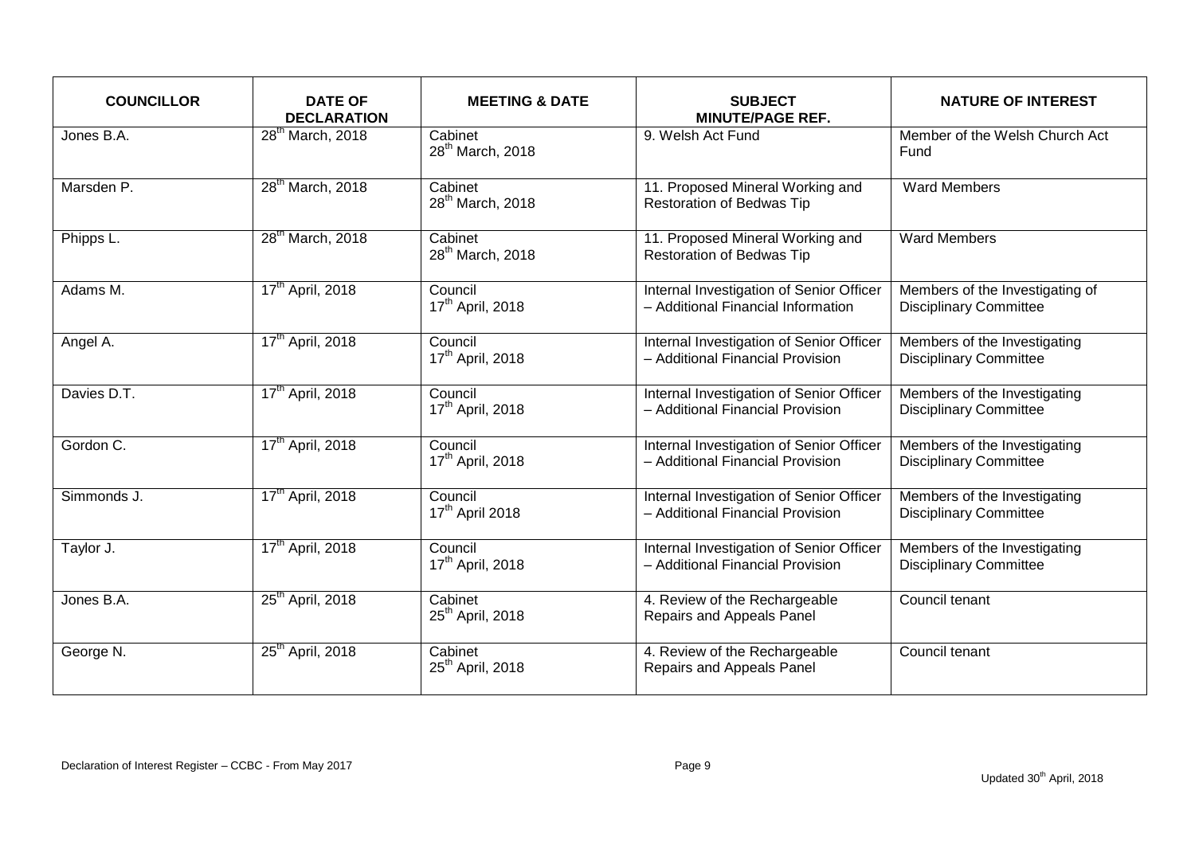| COUNCILLOR | DATE OF DECLARATION | MEETING & DATE | SUBJECT MINUTE/PAGE REF. | NATURE OF INTEREST |
| --- | --- | --- | --- | --- |
| Jones B.A. | 28th March, 2018 | Cabinet 28th March, 2018 | 9. Welsh Act Fund | Member of the Welsh Church Act Fund |
| Marsden P. | 28th March, 2018 | Cabinet 28th March, 2018 | 11. Proposed Mineral Working and Restoration of Bedwas Tip | Ward Members |
| Phipps L. | 28th March, 2018 | Cabinet 28th March, 2018 | 11. Proposed Mineral Working and Restoration of Bedwas Tip | Ward Members |
| Adams M. | 17th April, 2018 | Council 17th April, 2018 | Internal Investigation of Senior Officer – Additional Financial Information | Members of the Investigating of Disciplinary Committee |
| Angel A. | 17th April, 2018 | Council 17th April, 2018 | Internal Investigation of Senior Officer – Additional Financial Provision | Members of the Investigating Disciplinary Committee |
| Davies D.T. | 17th April, 2018 | Council 17th April, 2018 | Internal Investigation of Senior Officer – Additional Financial Provision | Members of the Investigating Disciplinary Committee |
| Gordon C. | 17th April, 2018 | Council 17th April, 2018 | Internal Investigation of Senior Officer – Additional Financial Provision | Members of the Investigating Disciplinary Committee |
| Simmonds J. | 17th April, 2018 | Council 17th April 2018 | Internal Investigation of Senior Officer – Additional Financial Provision | Members of the Investigating Disciplinary Committee |
| Taylor J. | 17th April, 2018 | Council 17th April, 2018 | Internal Investigation of Senior Officer – Additional Financial Provision | Members of the Investigating Disciplinary Committee |
| Jones B.A. | 25th April, 2018 | Cabinet 25th April, 2018 | 4. Review of the Rechargeable Repairs and Appeals Panel | Council tenant |
| George N. | 25th April, 2018 | Cabinet 25th April, 2018 | 4. Review of the Rechargeable Repairs and Appeals Panel | Council tenant |

Updated 30th April, 2018